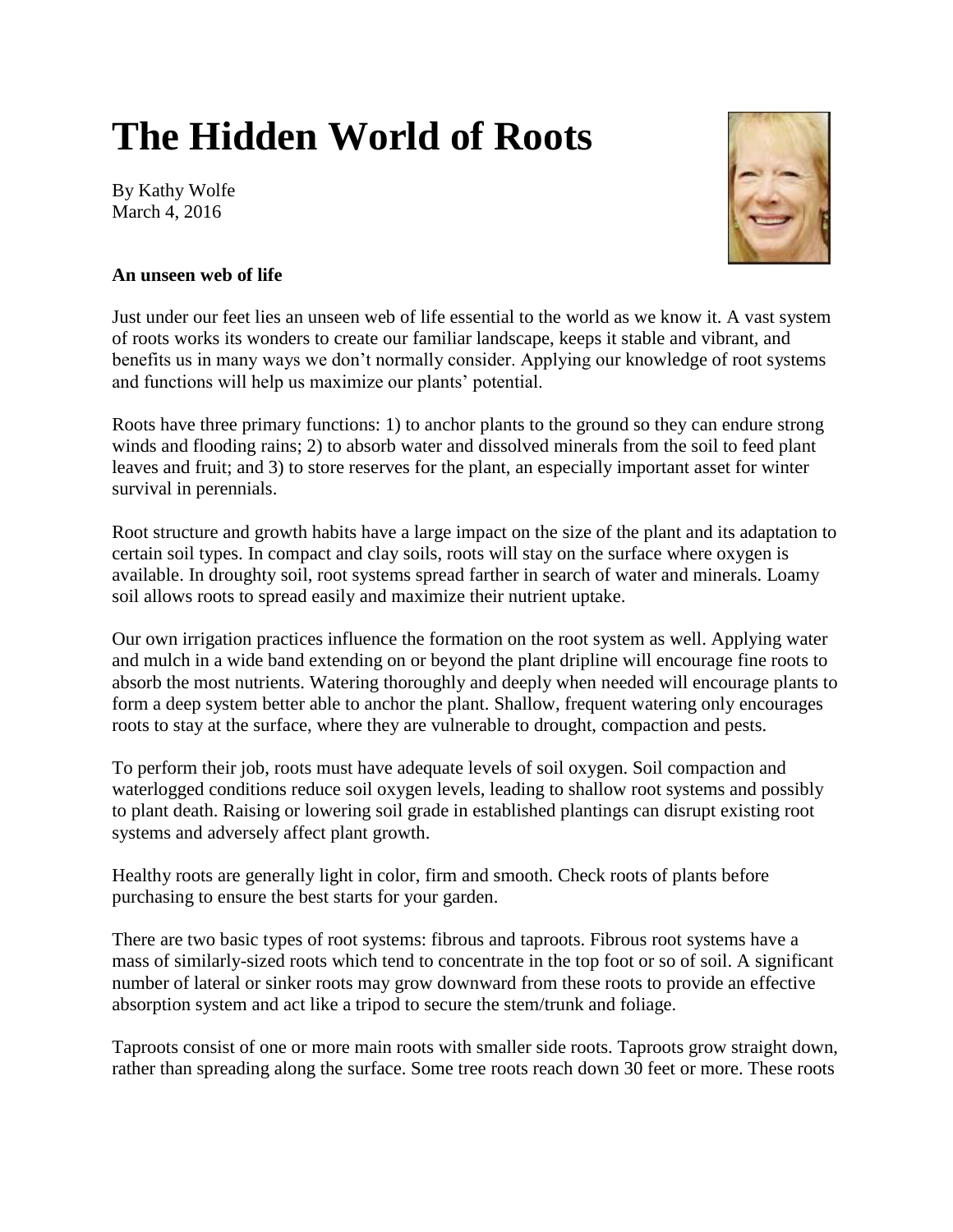# The Hidden World of Roots

By Kathy Wolfe
March 4, 2016

**An unseen web of life**

Just under our feet lies an unseen web of life essential to the world as we know it. A vast system of roots works its wonders to create our familiar landscape, keeps it stable and vibrant, and benefits us in many ways we don't normally consider. Applying our knowledge of root systems and functions will help us maximize our plants' potential.

Roots have three primary functions: 1) to anchor plants to the ground so they can endure strong winds and flooding rains; 2) to absorb water and dissolved minerals from the soil to feed plant leaves and fruit; and 3) to store reserves for the plant, an especially important asset for winter survival in perennials.

Root structure and growth habits have a large impact on the size of the plant and its adaptation to certain soil types. In compact and clay soils, roots will stay on the surface where oxygen is available. In droughty soil, root systems spread farther in search of water and minerals. Loamy soil allows roots to spread easily and maximize their nutrient uptake.

Our own irrigation practices influence the formation on the root system as well. Applying water and mulch in a wide band extending on or beyond the plant dripline will encourage fine roots to absorb the most nutrients. Watering thoroughly and deeply when needed will encourage plants to form a deep system better able to anchor the plant. Shallow, frequent watering only encourages roots to stay at the surface, where they are vulnerable to drought, compaction and pests.

To perform their job, roots must have adequate levels of soil oxygen. Soil compaction and waterlogged conditions reduce soil oxygen levels, leading to shallow root systems and possibly to plant death. Raising or lowering soil grade in established plantings can disrupt existing root systems and adversely affect plant growth.

Healthy roots are generally light in color, firm and smooth. Check roots of plants before purchasing to ensure the best starts for your garden.

There are two basic types of root systems: fibrous and taproots. Fibrous root systems have a mass of similarly-sized roots which tend to concentrate in the top foot or so of soil. A significant number of lateral or sinker roots may grow downward from these roots to provide an effective absorption system and act like a tripod to secure the stem/trunk and foliage.

Taproots consist of one or more main roots with smaller side roots. Taproots grow straight down, rather than spreading along the surface. Some tree roots reach down 30 feet or more. These roots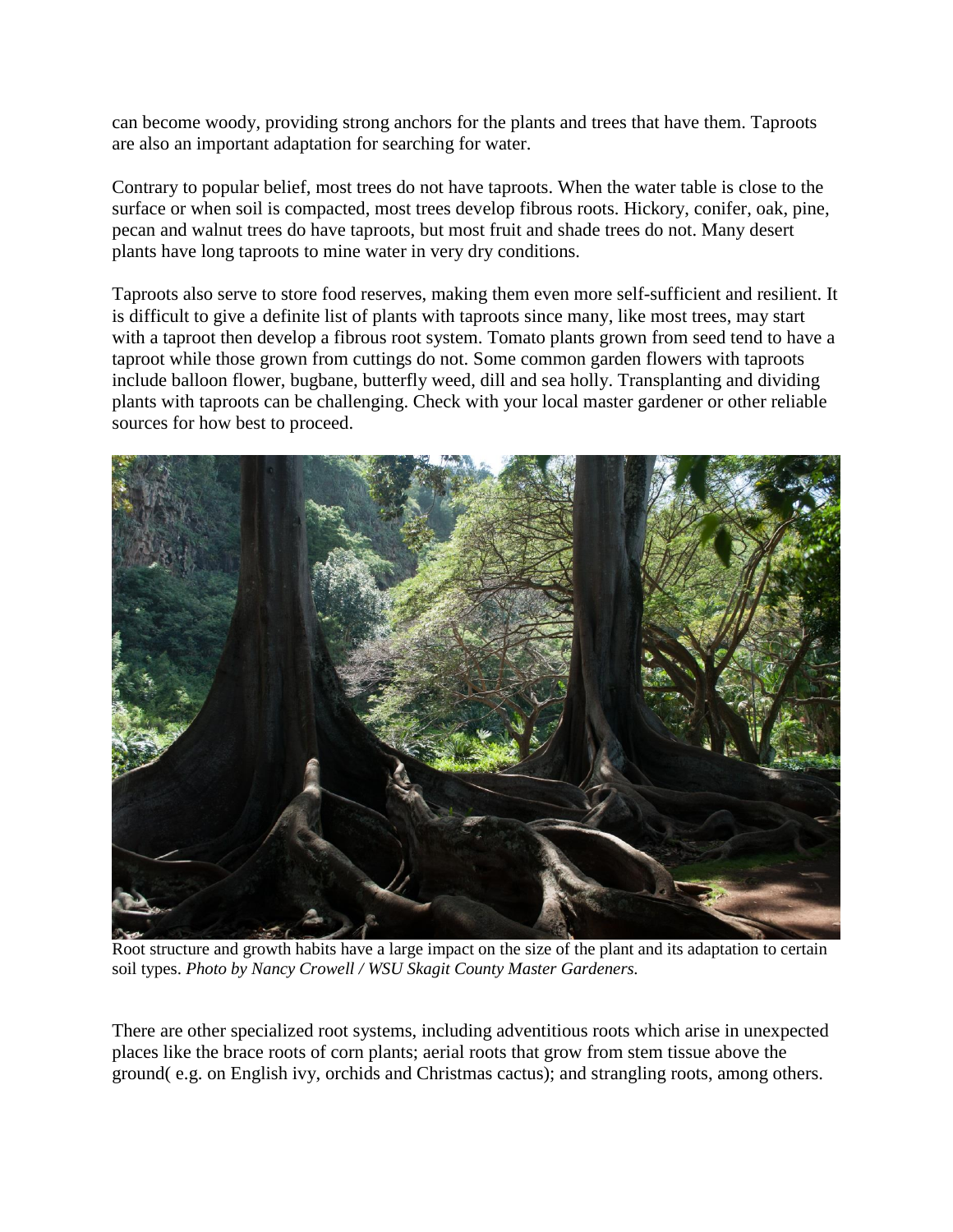can become woody, providing strong anchors for the plants and trees that have them. Taproots are also an important adaptation for searching for water.

Contrary to popular belief, most trees do not have taproots. When the water table is close to the surface or when soil is compacted, most trees develop fibrous roots. Hickory, conifer, oak, pine, pecan and walnut trees do have taproots, but most fruit and shade trees do not. Many desert plants have long taproots to mine water in very dry conditions.

Taproots also serve to store food reserves, making them even more self-sufficient and resilient. It is difficult to give a definite list of plants with taproots since many, like most trees, may start with a taproot then develop a fibrous root system. Tomato plants grown from seed tend to have a taproot while those grown from cuttings do not. Some common garden flowers with taproots include balloon flower, bugbane, butterfly weed, dill and sea holly. Transplanting and dividing plants with taproots can be challenging. Check with your local master gardener or other reliable sources for how best to proceed.

Root structure and growth habits have a large impact on the size of the plant and its adaptation to certain soil types. *Photo by Nancy Crowell / WSU Skagit County Master Gardeners.*

There are other specialized root systems, including adventitious roots which arise in unexpected places like the brace roots of corn plants; aerial roots that grow from stem tissue above the ground( e.g. on English ivy, orchids and Christmas cactus); and strangling roots, among others.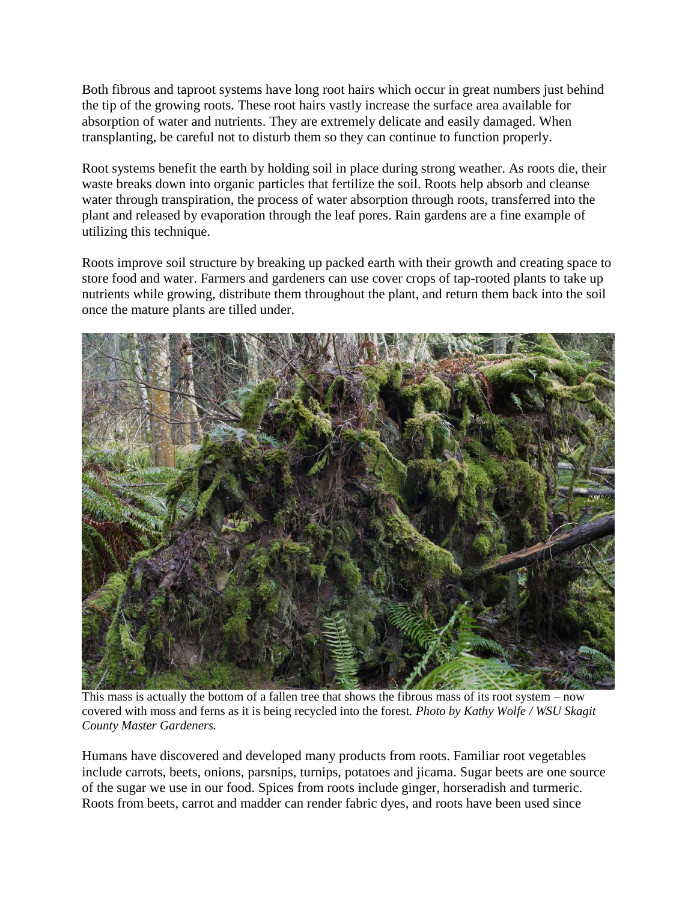Both fibrous and taproot systems have long root hairs which occur in great numbers just behind the tip of the growing roots. These root hairs vastly increase the surface area available for absorption of water and nutrients. They are extremely delicate and easily damaged. When transplanting, be careful not to disturb them so they can continue to function properly.

Root systems benefit the earth by holding soil in place during strong weather. As roots die, their waste breaks down into organic particles that fertilize the soil. Roots help absorb and cleanse water through transpiration, the process of water absorption through roots, transferred into the plant and released by evaporation through the leaf pores. Rain gardens are a fine example of utilizing this technique.

Roots improve soil structure by breaking up packed earth with their growth and creating space to store food and water. Farmers and gardeners can use cover crops of tap-rooted plants to take up nutrients while growing, distribute them throughout the plant, and return them back into the soil once the mature plants are tilled under.

This mass is actually the bottom of a fallen tree that shows the fibrous mass of its root system – now covered with moss and ferns as it is being recycled into the forest. *Photo by Kathy Wolfe / WSU Skagit County Master Gardeners.*

Humans have discovered and developed many products from roots. Familiar root vegetables include carrots, beets, onions, parsnips, turnips, potatoes and jicama. Sugar beets are one source of the sugar we use in our food. Spices from roots include ginger, horseradish and turmeric. Roots from beets, carrot and madder can render fabric dyes, and roots have been used since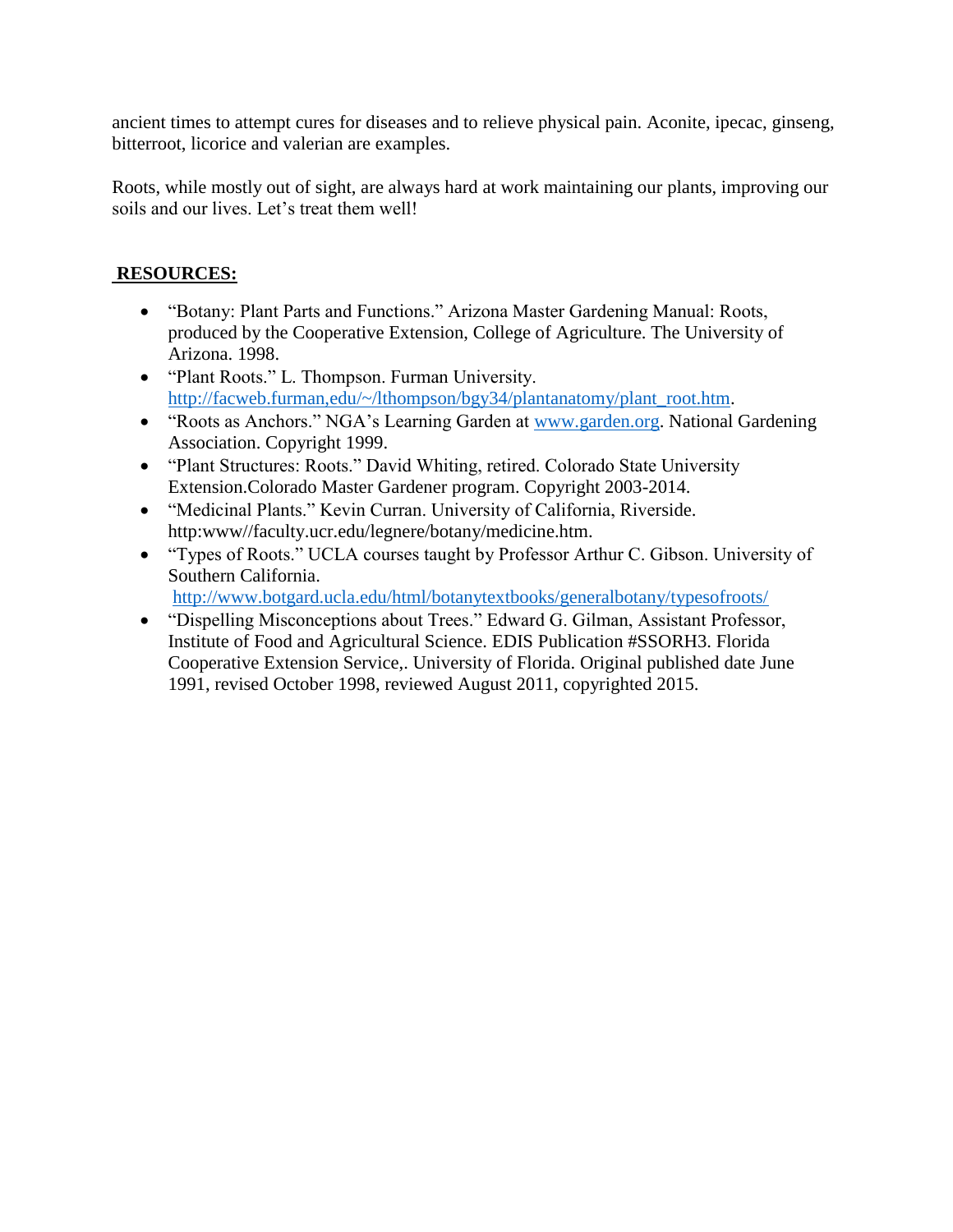ancient times to attempt cures for diseases and to relieve physical pain. Aconite, ipecac, ginseng, bitterroot, licorice and valerian are examples.

Roots, while mostly out of sight, are always hard at work maintaining our plants, improving our soils and our lives. Let's treat them well!

**RESOURCES:**

- "Botany: Plant Parts and Functions." Arizona Master Gardening Manual: Roots, produced by the Cooperative Extension, College of Agriculture. The University of Arizona. 1998.
- "Plant Roots." L. Thompson. Furman University. http://facweb.furman,edu/~/lthompson/bgy34/plantanatomy/plant_root.htm.
- "Roots as Anchors." NGA's Learning Garden at www.garden.org. National Gardening Association. Copyright 1999.
- "Plant Structures: Roots." David Whiting, retired. Colorado State University Extension.Colorado Master Gardener program. Copyright 2003-2014.
- "Medicinal Plants." Kevin Curran. University of California, Riverside. http:www//faculty.ucr.edu/legnere/botany/medicine.htm.
- "Types of Roots." UCLA courses taught by Professor Arthur C. Gibson. University of Southern California. http://www.botgard.ucla.edu/html/botanytextbooks/generalbotany/typesofroots/
- "Dispelling Misconceptions about Trees." Edward G. Gilman, Assistant Professor, Institute of Food and Agricultural Science. EDIS Publication #SSORH3. Florida Cooperative Extension Service,. University of Florida. Original published date June 1991, revised October 1998, reviewed August 2011, copyrighted 2015.